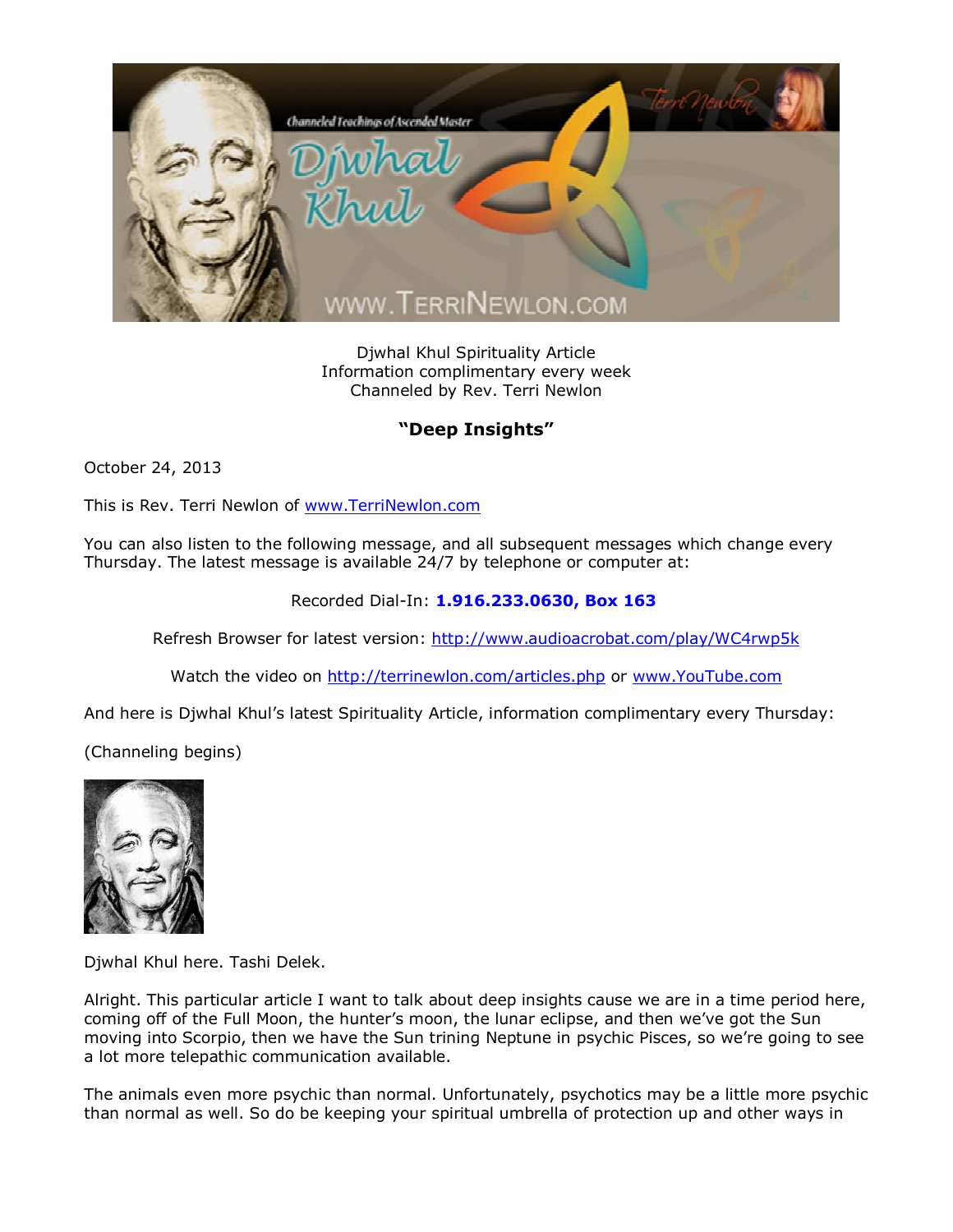Djwhal Khul Spirituality Article
Information complimentary every week
Channeled by Rev. Terri Newlon

## "Deep Insights"

October 24, 2013

This is Rev. Terri Newlon of www.TerriNewlon.com

You can also listen to the following message, and all subsequent messages which change every Thursday. The latest message is available 24/7 by telephone or computer at:

Recorded Dial-In: **1.916.233.0630, Box 163**

Refresh Browser for latest version: http://www.audioacrobat.com/play/WC4rwp5k

Watch the video on http://terrinewlon.com/articles.php or www.YouTube.com

And here is Djwhal Khul's latest Spirituality Article, information complimentary every Thursday:

(Channeling begins)

Djwhal Khul here. Tashi Delek.

Alright. This particular article I want to talk about deep insights cause we are in a time period here, coming off of the Full Moon, the hunter's moon, the lunar eclipse, and then we've got the Sun moving into Scorpio, then we have the Sun trining Neptune in psychic Pisces, so we're going to see a lot more telepathic communication available.

The animals even more psychic than normal. Unfortunately, psychotics may be a little more psychic than normal as well. So do be keeping your spiritual umbrella of protection up and other ways in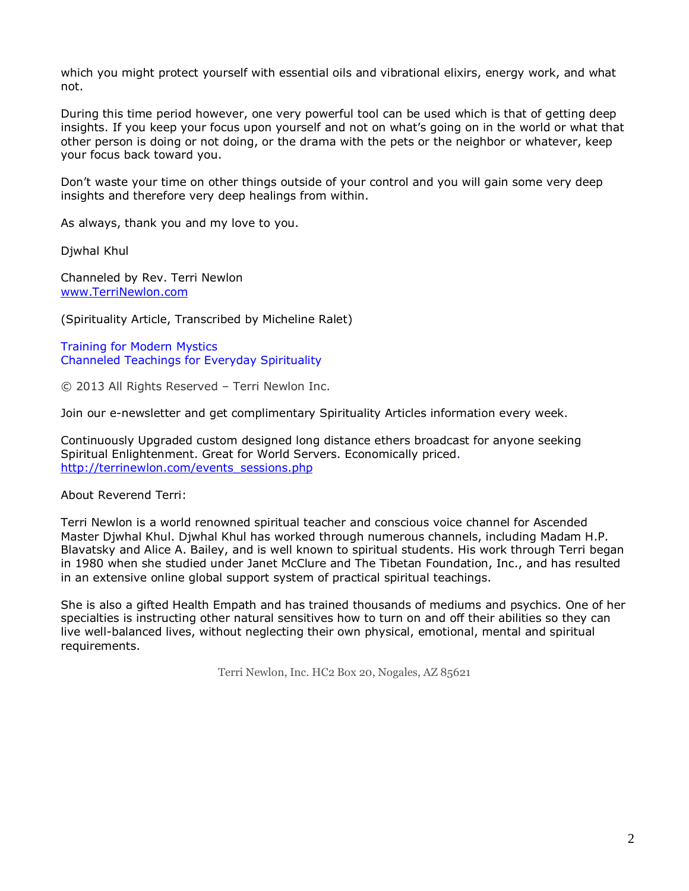which you might protect yourself with essential oils and vibrational elixirs, energy work, and what not.

During this time period however, one very powerful tool can be used which is that of getting deep insights. If you keep your focus upon yourself and not on what's going on in the world or what that other person is doing or not doing, or the drama with the pets or the neighbor or whatever, keep your focus back toward you.

Don't waste your time on other things outside of your control and you will gain some very deep insights and therefore very deep healings from within.

As always, thank you and my love to you.

Djwhal Khul

Channeled by Rev. Terri Newlon
www.TerriNewlon.com

(Spirituality Article, Transcribed by Micheline Ralet)

Training for Modern Mystics
Channeled Teachings for Everyday Spirituality

© 2013 All Rights Reserved – Terri Newlon Inc.

Join our e-newsletter and get complimentary Spirituality Articles information every week.

Continuously Upgraded custom designed long distance ethers broadcast for anyone seeking Spiritual Enlightenment. Great for World Servers. Economically priced.
http://terrinewlon.com/events_sessions.php

About Reverend Terri:

Terri Newlon is a world renowned spiritual teacher and conscious voice channel for Ascended Master Djwhal Khul. Djwhal Khul has worked through numerous channels, including Madam H.P. Blavatsky and Alice A. Bailey, and is well known to spiritual students. His work through Terri began in 1980 when she studied under Janet McClure and The Tibetan Foundation, Inc., and has resulted in an extensive online global support system of practical spiritual teachings.

She is also a gifted Health Empath and has trained thousands of mediums and psychics. One of her specialties is instructing other natural sensitives how to turn on and off their abilities so they can live well-balanced lives, without neglecting their own physical, emotional, mental and spiritual requirements.

Terri Newlon, Inc. HC2 Box 20, Nogales, AZ 85621